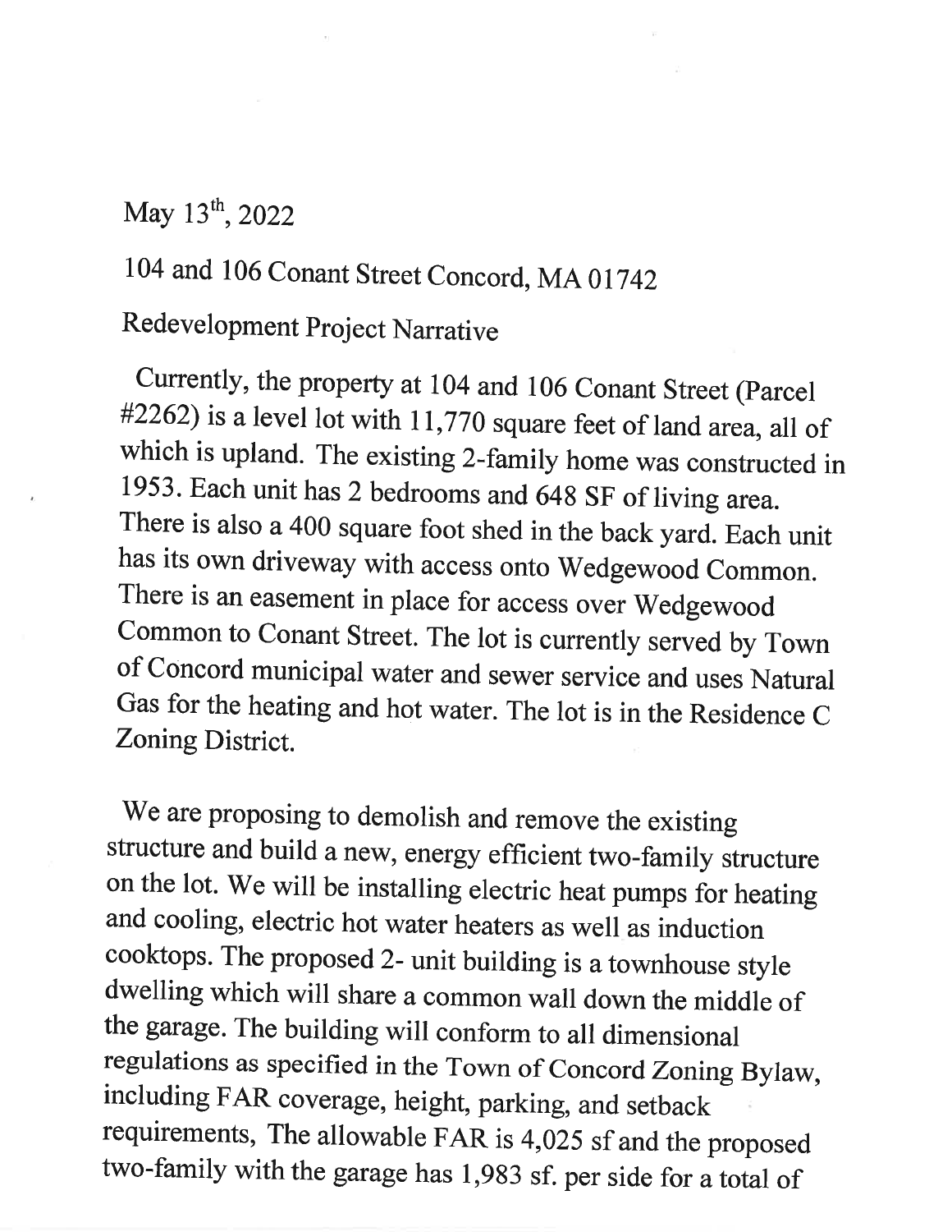May 13th, 2022

104 and 106 Conant Street Concord, MA 01742

Redevelopment Project Narrative

Currently, the property at 104 and 106 Conant Street (Parcel #2262) is a level lot with 11,770 square feet of land area, all of which is upland. The existing 2-family home was constructed in 1953. Each unit has 2 bedrooms and 648 SF of living area. There is also a 400 square foot shed in the back yard. Each unit has its own driveway with access onto Wedgewood Common. There is an easement in place for access over Wedgewood Common to Conant Street. The lot is currently served by Town of Concord municipal water and sewer service and uses Natural Gas for the heating and hot water. The lot is in the Residence C Zoning District.

We are proposing to demolish and remove the existing structure and build a new, energy efficient two-family structure on the lot. We will be installing electric heat pumps for heating and cooling, electric hot water heaters as well as induction cooktops. The proposed 2- unit building is a townhouse style dwelling which will share a common wall down the middle of the garage. The building will conform to all dimensional regulations as specified in the Town of Concord Zoning Bylaw, including FAR coverage, height, parking, and setback requirements, The allowable FAR is 4,025 sf and the proposed two-family with the garage has 1,983 sf. per side for a total of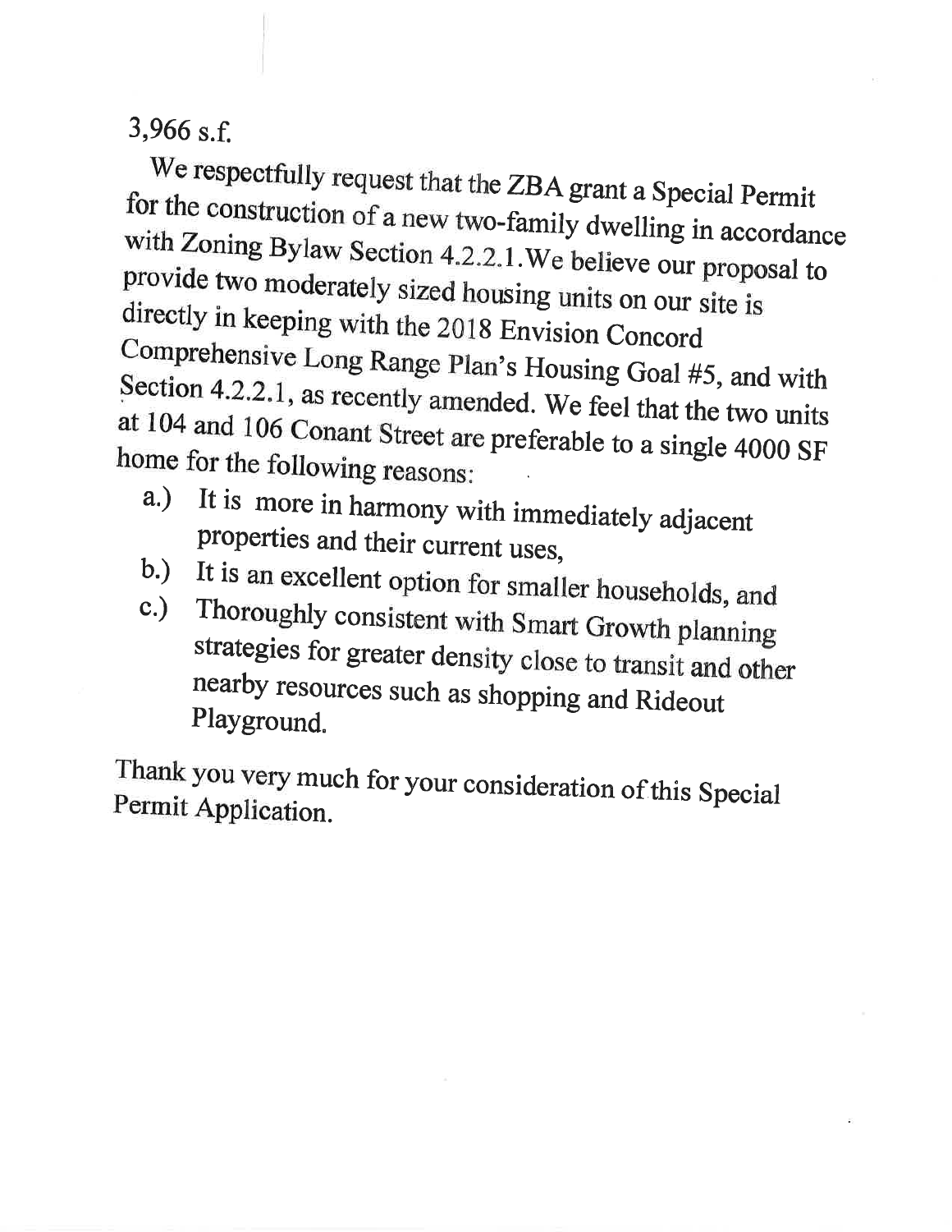3,966 s.f.

We respectfully request that the ZBA grant a Special Permit for the construction of a new two-family dwelling in accordance with Zoning Bylaw Section 4.2.2.1.We believe our proposal to provide two moderately sized housing units on our site is directly in keeping with the 2018 Envision Concord Comprehensive Long Range Plan's Housing Goal #5, and with Section 4.2.2.1, as recently amended. We feel that the two units at 104 and 106 Conant Street are preferable to a single 4000 SF home for the following reasons:

a.) It is more in harmony with immediately adjacent properties and their current uses,

b.) It is an excellent option for smaller households, and

c.) Thoroughly consistent with Smart Growth planning strategies for greater density close to transit and other nearby resources such as shopping and Rideout Playground.

Thank you very much for your consideration of this Special Permit Application.